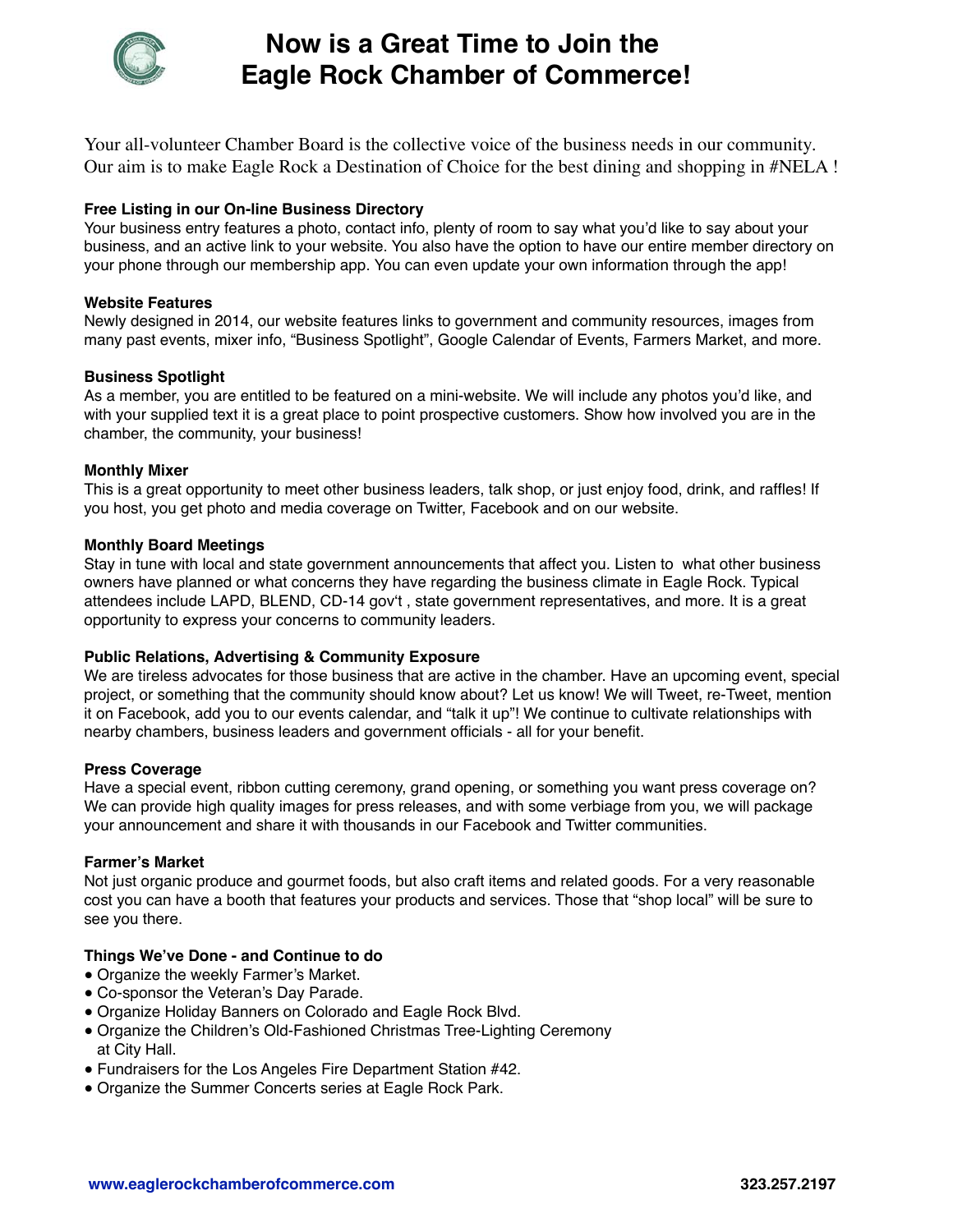# Now is a Great Time to Join the Eagle Rock Chamber of Commerce!

Your all-volunteer Chamber Board is the collective voice of the business needs in our community. Our aim is to make Eagle Rock a Destination of Choice for the best dining and shopping in #NELA !

**Free Listing in our On-line Business Directory**
Your business entry features a photo, contact info, plenty of room to say what you'd like to say about your business, and an active link to your website. You also have the option to have our entire member directory on your phone through our membership app. You can even update your own information through the app!

**Website Features**
Newly designed in 2014, our website features links to government and community resources, images from many past events, mixer info, "Business Spotlight", Google Calendar of Events, Farmers Market, and more.

**Business Spotlight**
As a member, you are entitled to be featured on a mini-website. We will include any photos you'd like, and with your supplied text it is a great place to point prospective customers. Show how involved you are in the chamber, the community, your business!

**Monthly Mixer**
This is a great opportunity to meet other business leaders, talk shop, or just enjoy food, drink, and raffles! If you host, you get photo and media coverage on Twitter, Facebook and on our website.

**Monthly Board Meetings**
Stay in tune with local and state government announcements that affect you. Listen to what other business owners have planned or what concerns they have regarding the business climate in Eagle Rock. Typical attendees include LAPD, BLEND, CD-14 gov't , state government representatives, and more. It is a great opportunity to express your concerns to community leaders.

**Public Relations, Advertising & Community Exposure**
We are tireless advocates for those business that are active in the chamber. Have an upcoming event, special project, or something that the community should know about? Let us know! We will Tweet, re-Tweet, mention it on Facebook, add you to our events calendar, and "talk it up"! We continue to cultivate relationships with nearby chambers, business leaders and government officials - all for your benefit.

**Press Coverage**
Have a special event, ribbon cutting ceremony, grand opening, or something you want press coverage on? We can provide high quality images for press releases, and with some verbiage from you, we will package your announcement and share it with thousands in our Facebook and Twitter communities.

**Farmer's Market**
Not just organic produce and gourmet foods, but also craft items and related goods. For a very reasonable cost you can have a booth that features your products and services. Those that "shop local" will be sure to see you there.

**Things We've Done - and Continue to do**

- Organize the weekly Farmer's Market.
- Co-sponsor the Veteran's Day Parade.
- Organize Holiday Banners on Colorado and Eagle Rock Blvd.
- Organize the Children's Old-Fashioned Christmas Tree-Lighting Ceremony at City Hall.
- Fundraisers for the Los Angeles Fire Department Station #42.
- Organize the Summer Concerts series at Eagle Rock Park.

www.eaglerockchamberofcommerce.com 323.257.2197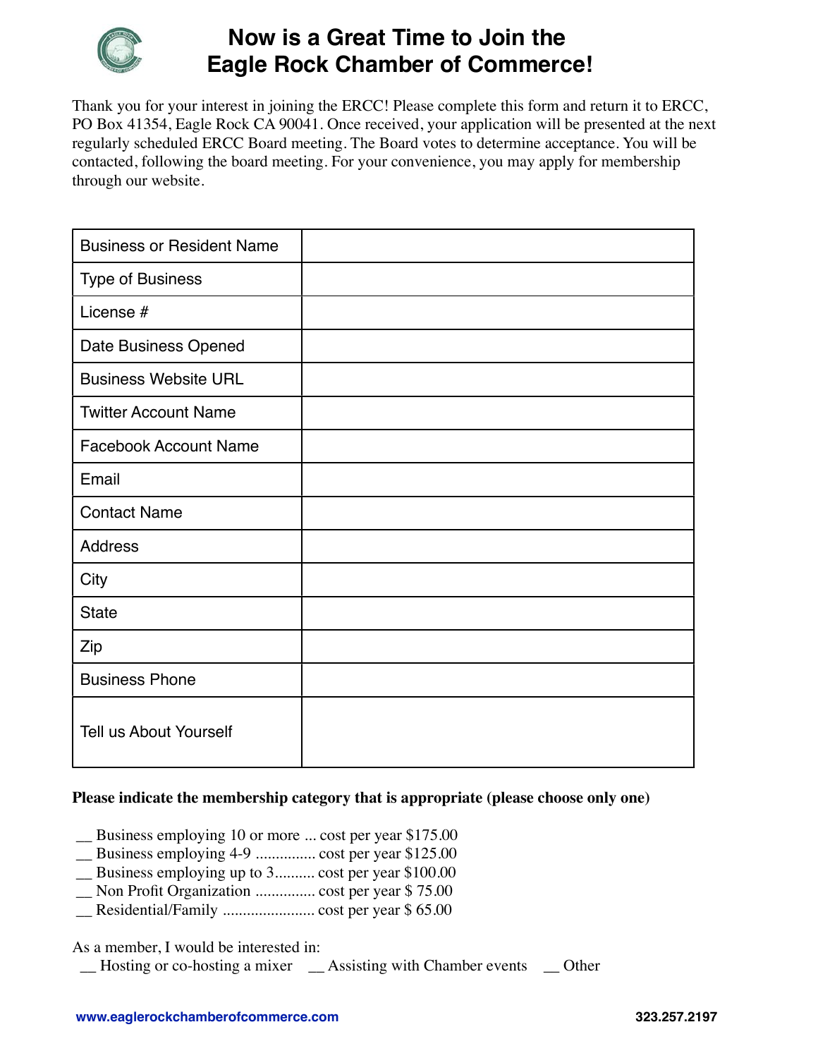# Now is a Great Time to Join the Eagle Rock Chamber of Commerce!

Thank you for your interest in joining the ERCC! Please complete this form and return it to ERCC, PO Box 41354, Eagle Rock CA 90041. Once received, your application will be presented at the next regularly scheduled ERCC Board meeting. The Board votes to determine acceptance. You will be contacted, following the board meeting. For your convenience, you may apply for membership through our website.

| | |
|---|---|
| Business or Resident Name | |
| Type of Business | |
| License # | |
| Date Business Opened | |
| Business Website URL | |
| Twitter Account Name | |
| Facebook Account Name | |
| Email | |
| Contact Name | |
| Address | |
| City | |
| State | |
| Zip | |
| Business Phone | |
| Tell us About Yourself | |

**Please indicate the membership category that is appropriate (please choose only one)**

__ Business employing 10 or more ... cost per year $175.00
__ Business employing 4-9 .............. cost per year $125.00
__ Business employing up to 3.......... cost per year $100.00
__ Non Profit Organization .............. cost per year $ 75.00
__ Residential/Family ...................... cost per year $ 65.00

As a member, I would be interested in:
__ Hosting or co-hosting a mixer __ Assisting with Chamber events __ Other

www.eaglerockchamberofcommerce.com 323.257.2197